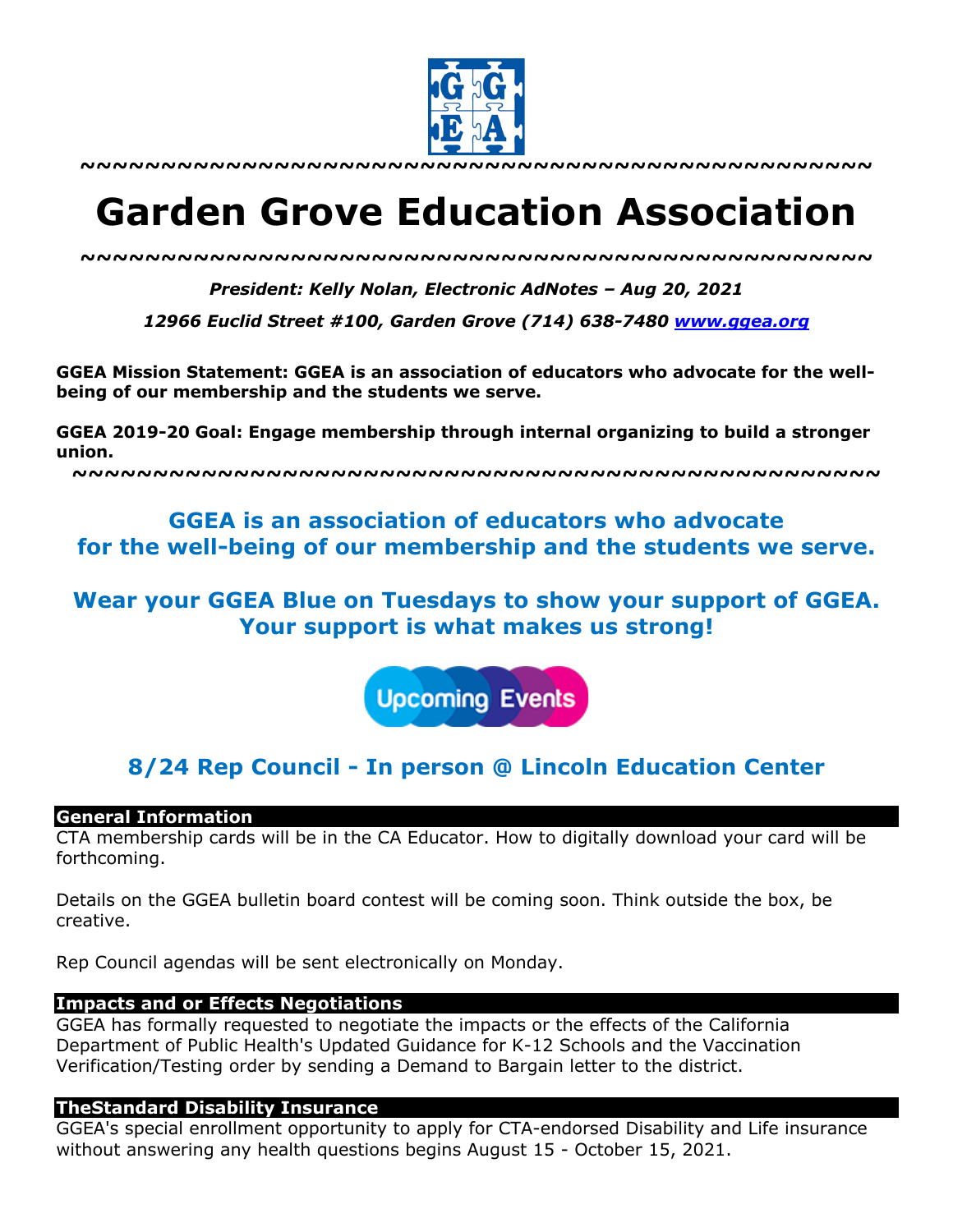~~~~~~~~~~~~~~~~~~~~~~~~~~~~~~~~~~~~~~~~~~~~~~~~~

# Garden Grove Education Association

~~~~~~~~~~~~~~~~~~~~~~~~~~~~~~~~~~~~~~~~~~~~~~~~~

***President: Kelly Nolan, Electronic AdNotes – Aug 20, 2021***

***12966 Euclid Street #100, Garden Grove (714) 638-7480 [www.ggea.org](http://www.ggea.org)***

**GGEA Mission Statement: GGEA is an association of educators who advocate for the well-being of our membership and the students we serve.**

**GGEA 2019-20 Goal: Engage membership through internal organizing to build a stronger union.**

~~~~~~~~~~~~~~~~~~~~~~~~~~~~~~~~~~~~~~~~~~~~~~~~~

**GGEA is an association of educators who advocate for the well-being of our membership and the students we serve.**

**Wear your GGEA Blue on Tuesdays to show your support of GGEA. Your support is what makes us strong!**

Upcoming Events

## 8/24 Rep Council - In person @ Lincoln Education Center

### General Information

CTA membership cards will be in the CA Educator. How to digitally download your card will be forthcoming.

Details on the GGEA bulletin board contest will be coming soon. Think outside the box, be creative.

Rep Council agendas will be sent electronically on Monday.

### Impacts and or Effects Negotiations

GGEA has formally requested to negotiate the impacts or the effects of the California Department of Public Health's Updated Guidance for K-12 Schools and the Vaccination Verification/Testing order by sending a Demand to Bargain letter to the district.

### TheStandard Disability Insurance

GGEA's special enrollment opportunity to apply for CTA-endorsed Disability and Life insurance without answering any health questions begins August 15 - October 15, 2021.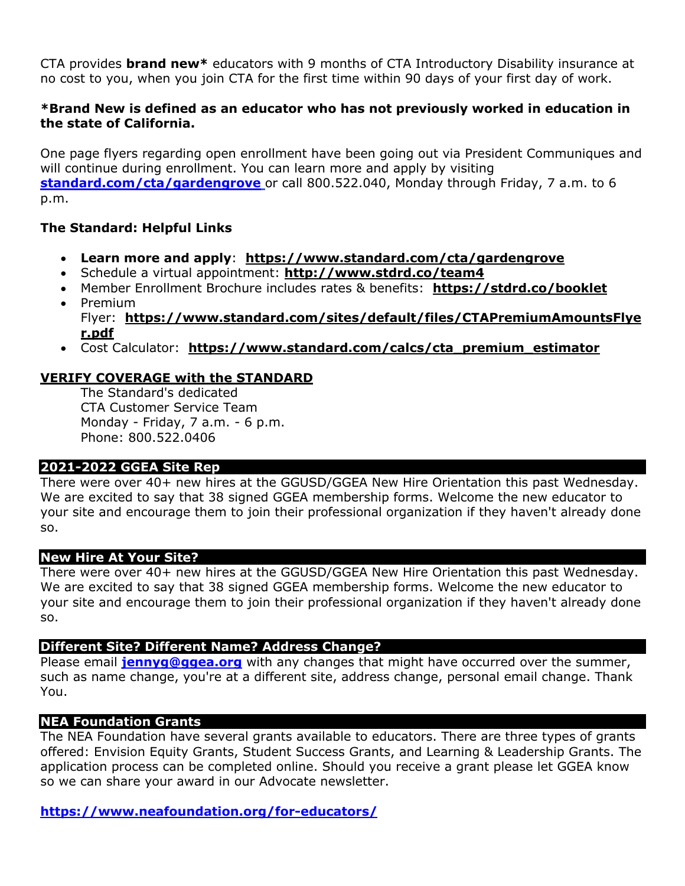CTA provides **brand new*** educators with 9 months of CTA Introductory Disability insurance at no cost to you, when you join CTA for the first time within 90 days of your first day of work.

***Brand New is defined as an educator who has not previously worked in education in the state of California.**

One page flyers regarding open enrollment have been going out via President Communiques and will continue during enrollment. You can learn more and apply by visiting **standard.com/cta/gardengrove** or call 800.522.040, Monday through Friday, 7 a.m. to 6 p.m.

**The Standard: Helpful Links**

- **Learn more and apply**: **https://www.standard.com/cta/gardengrove**
- Schedule a virtual appointment: **http://www.stdrd.co/team4**
- Member Enrollment Brochure includes rates & benefits: **https://stdrd.co/booklet**
- Premium Flyer: **https://www.standard.com/sites/default/files/CTAPremiumAmountsFlyer.pdf**
- Cost Calculator: **https://www.standard.com/calcs/cta_premium_estimator**

**VERIFY COVERAGE with the STANDARD**

The Standard's dedicated
CTA Customer Service Team
Monday - Friday, 7 a.m. - 6 p.m.
Phone: 800.522.0406

## 2021-2022 GGEA Site Rep

There were over 40+ new hires at the GGUSD/GGEA New Hire Orientation this past Wednesday. We are excited to say that 38 signed GGEA membership forms. Welcome the new educator to your site and encourage them to join their professional organization if they haven't already done so.

## New Hire At Your Site?

There were over 40+ new hires at the GGUSD/GGEA New Hire Orientation this past Wednesday. We are excited to say that 38 signed GGEA membership forms. Welcome the new educator to your site and encourage them to join their professional organization if they haven't already done so.

## Different Site? Different Name? Address Change?

Please email **jennyg@ggea.org** with any changes that might have occurred over the summer, such as name change, you're at a different site, address change, personal email change. Thank You.

## NEA Foundation Grants

The NEA Foundation have several grants available to educators. There are three types of grants offered: Envision Equity Grants, Student Success Grants, and Learning & Leadership Grants. The application process can be completed online. Should you receive a grant please let GGEA know so we can share your award in our Advocate newsletter.

**https://www.neafoundation.org/for-educators/**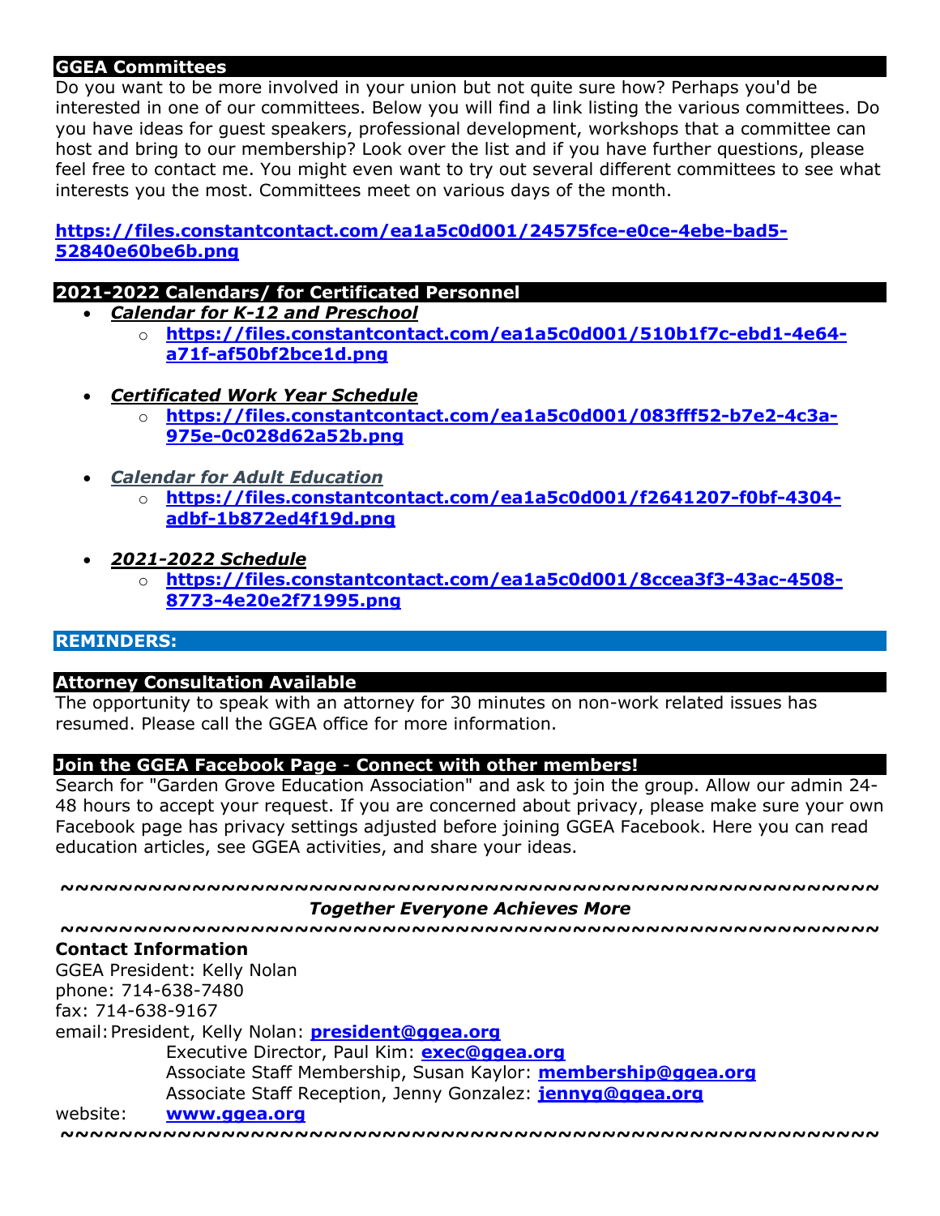## GGEA Committees

Do you want to be more involved in your union but not quite sure how? Perhaps you'd be interested in one of our committees. Below you will find a link listing the various committees. Do you have ideas for guest speakers, professional development, workshops that a committee can host and bring to our membership? Look over the list and if you have further questions, please feel free to contact me. You might even want to try out several different committees to see what interests you the most. Committees meet on various days of the month.

**https://files.constantcontact.com/ea1a5c0d001/24575fce-e0ce-4ebe-bad5-52840e60be6b.png**

## 2021-2022 Calendars/ for Certificated Personnel

- ***Calendar for K-12 and Preschool***
  - **https://files.constantcontact.com/ea1a5c0d001/510b1f7c-ebd1-4e64-a71f-af50bf2bce1d.png**

- ***Certificated Work Year Schedule***
  - **https://files.constantcontact.com/ea1a5c0d001/083fff52-b7e2-4c3a-975e-0c028d62a52b.png**

- ***Calendar for Adult Education***
  - **https://files.constantcontact.com/ea1a5c0d001/f2641207-f0bf-4304-adbf-1b872ed4f19d.png**

- ***2021-2022 Schedule***
  - **https://files.constantcontact.com/ea1a5c0d001/8ccea3f3-43ac-4508-8773-4e20e2f71995.png**

## REMINDERS:

### Attorney Consultation Available

The opportunity to speak with an attorney for 30 minutes on non-work related issues has resumed. Please call the GGEA office for more information.

### Join the GGEA Facebook Page - Connect with other members!

Search for "Garden Grove Education Association" and ask to join the group. Allow our admin 24-48 hours to accept your request. If you are concerned about privacy, please make sure your own Facebook page has privacy settings adjusted before joining GGEA Facebook. Here you can read education articles, see GGEA activities, and share your ideas.

**~~~~~~~~~~~~~~~~~~~~~~~~~~~~~~~~~~~~~~~~~~~~~~~~~~~~~~~~~~~~**

***Together Everyone Achieves More***

**~~~~~~~~~~~~~~~~~~~~~~~~~~~~~~~~~~~~~~~~~~~~~~~~~~~~~~~~~~~~**

**Contact Information**

GGEA President: Kelly Nolan
phone: 714-638-7480
fax: 714-638-9167
email: President, Kelly Nolan: **president@ggea.org**
Executive Director, Paul Kim: **exec@ggea.org**
Associate Staff Membership, Susan Kaylor: **membership@ggea.org**
Associate Staff Reception, Jenny Gonzalez: **jennyg@ggea.org**
website: **www.ggea.org**

**~~~~~~~~~~~~~~~~~~~~~~~~~~~~~~~~~~~~~~~~~~~~~~~~~~~~~~~~~~~~**